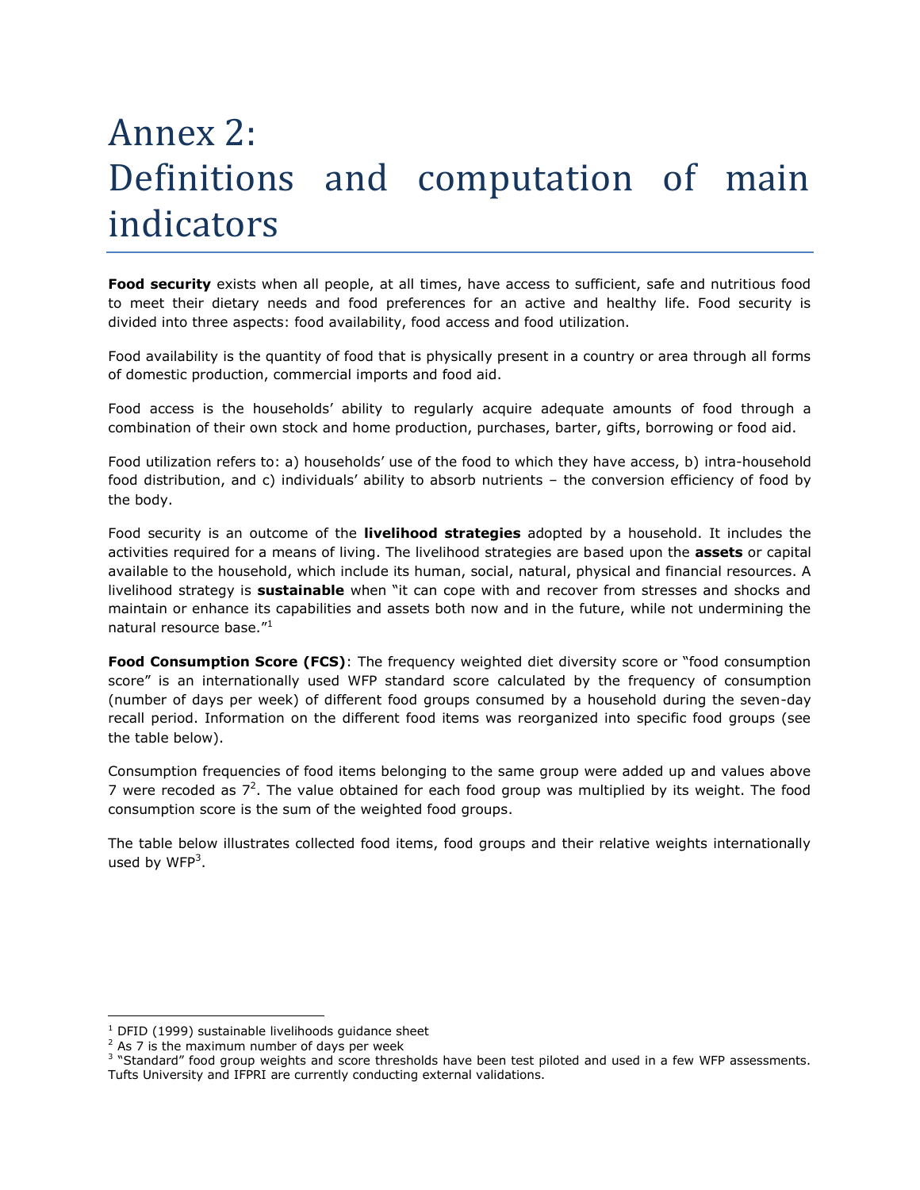# Annex 2: Definitions and computation of main indicators

**Food security** exists when all people, at all times, have access to sufficient, safe and nutritious food to meet their dietary needs and food preferences for an active and healthy life. Food security is divided into three aspects: food availability, food access and food utilization.

Food availability is the quantity of food that is physically present in a country or area through all forms of domestic production, commercial imports and food aid.

Food access is the households' ability to regularly acquire adequate amounts of food through a combination of their own stock and home production, purchases, barter, gifts, borrowing or food aid.

Food utilization refers to: a) households' use of the food to which they have access, b) intra-household food distribution, and c) individuals' ability to absorb nutrients – the conversion efficiency of food by the body.

Food security is an outcome of the **livelihood strategies** adopted by a household. It includes the activities required for a means of living. The livelihood strategies are based upon the **assets** or capital available to the household, which include its human, social, natural, physical and financial resources. A livelihood strategy is **sustainable** when "it can cope with and recover from stresses and shocks and maintain or enhance its capabilities and assets both now and in the future, while not undermining the natural resource base."[1]

**Food Consumption Score (FCS)**: The frequency weighted diet diversity score or "food consumption score" is an internationally used WFP standard score calculated by the frequency of consumption (number of days per week) of different food groups consumed by a household during the seven-day recall period. Information on the different food items was reorganized into specific food groups (see the table below).

Consumption frequencies of food items belonging to the same group were added up and values above 7 were recoded as 7[2]. The value obtained for each food group was multiplied by its weight. The food consumption score is the sum of the weighted food groups.

The table below illustrates collected food items, food groups and their relative weights internationally used by WFP[3].

---

[1] DFID (1999) sustainable livelihoods guidance sheet

[2] As 7 is the maximum number of days per week

[3] "Standard" food group weights and score thresholds have been test piloted and used in a few WFP assessments. Tufts University and IFPRI are currently conducting external validations.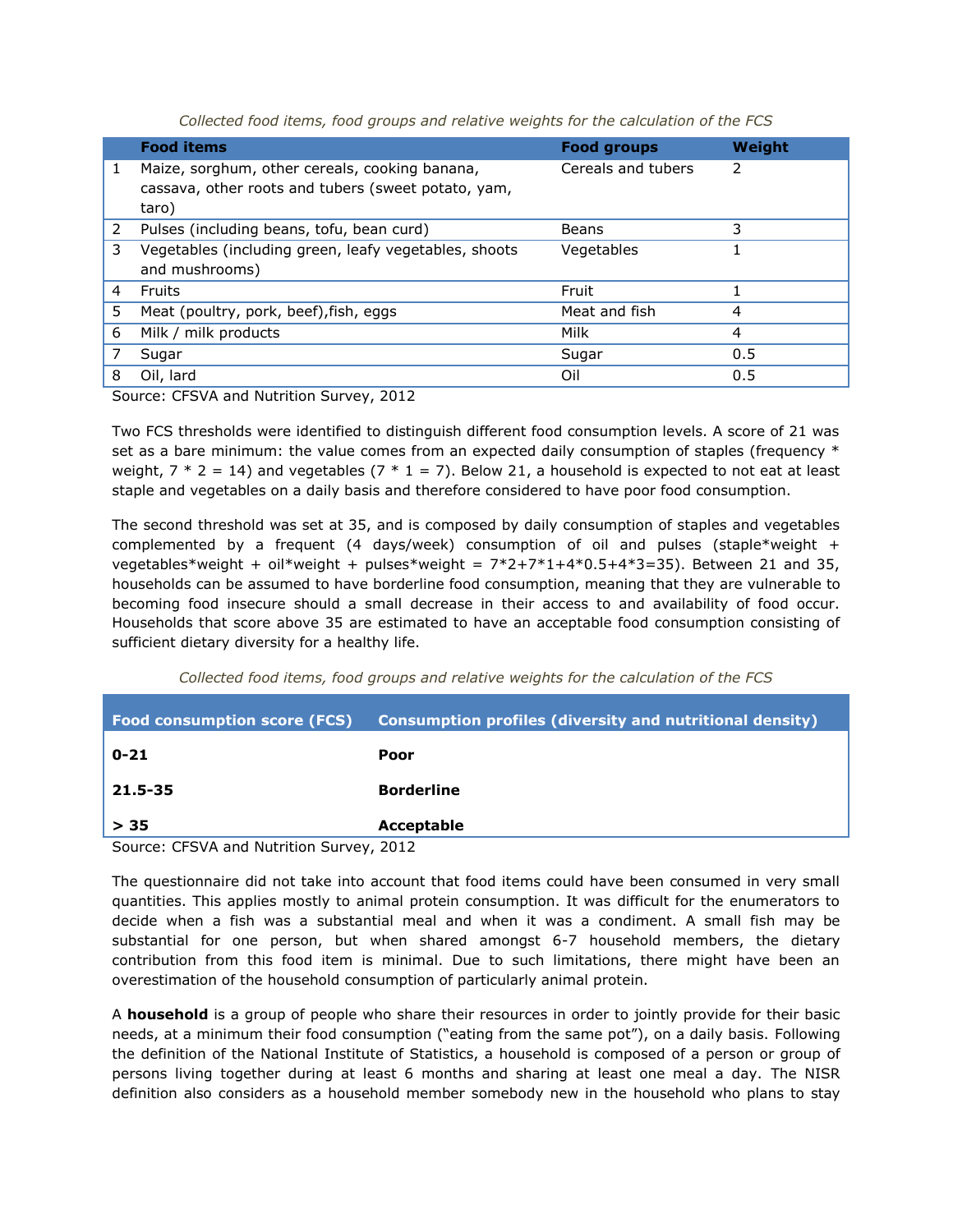*Collected food items, food groups and relative weights for the calculation of the FCS*

| | Food items | Food groups | Weight |
|---|---|---|---|
| 1 | Maize, sorghum, other cereals, cooking banana, cassava, other roots and tubers (sweet potato, yam, taro) | Cereals and tubers | 2 |
| 2 | Pulses (including beans, tofu, bean curd) | Beans | 3 |
| 3 | Vegetables (including green, leafy vegetables, shoots and mushrooms) | Vegetables | 1 |
| 4 | Fruits | Fruit | 1 |
| 5 | Meat (poultry, pork, beef),fish, eggs | Meat and fish | 4 |
| 6 | Milk / milk products | Milk | 4 |
| 7 | Sugar | Sugar | 0.5 |
| 8 | Oil, lard | Oil | 0.5 |

Source: CFSVA and Nutrition Survey, 2012

Two FCS thresholds were identified to distinguish different food consumption levels. A score of 21 was set as a bare minimum: the value comes from an expected daily consumption of staples (frequency * weight, 7 * 2 = 14) and vegetables (7 * 1 = 7). Below 21, a household is expected to not eat at least staple and vegetables on a daily basis and therefore considered to have poor food consumption.

The second threshold was set at 35, and is composed by daily consumption of staples and vegetables complemented by a frequent (4 days/week) consumption of oil and pulses (staple*weight + vegetables*weight + oil*weight + pulses*weight = 7*2+7*1+4*0.5+4*3=35). Between 21 and 35, households can be assumed to have borderline food consumption, meaning that they are vulnerable to becoming food insecure should a small decrease in their access to and availability of food occur. Households that score above 35 are estimated to have an acceptable food consumption consisting of sufficient dietary diversity for a healthy life.

*Collected food items, food groups and relative weights for the calculation of the FCS*

| Food consumption score (FCS) | Consumption profiles (diversity and nutritional density) |
|---|---|
| **0-21** | **Poor** |
| **21.5-35** | **Borderline** |
| **> 35** | **Acceptable** |

Source: CFSVA and Nutrition Survey, 2012

The questionnaire did not take into account that food items could have been consumed in very small quantities. This applies mostly to animal protein consumption. It was difficult for the enumerators to decide when a fish was a substantial meal and when it was a condiment. A small fish may be substantial for one person, but when shared amongst 6-7 household members, the dietary contribution from this food item is minimal. Due to such limitations, there might have been an overestimation of the household consumption of particularly animal protein.

A **household** is a group of people who share their resources in order to jointly provide for their basic needs, at a minimum their food consumption ("eating from the same pot"), on a daily basis. Following the definition of the National Institute of Statistics, a household is composed of a person or group of persons living together during at least 6 months and sharing at least one meal a day. The NISR definition also considers as a household member somebody new in the household who plans to stay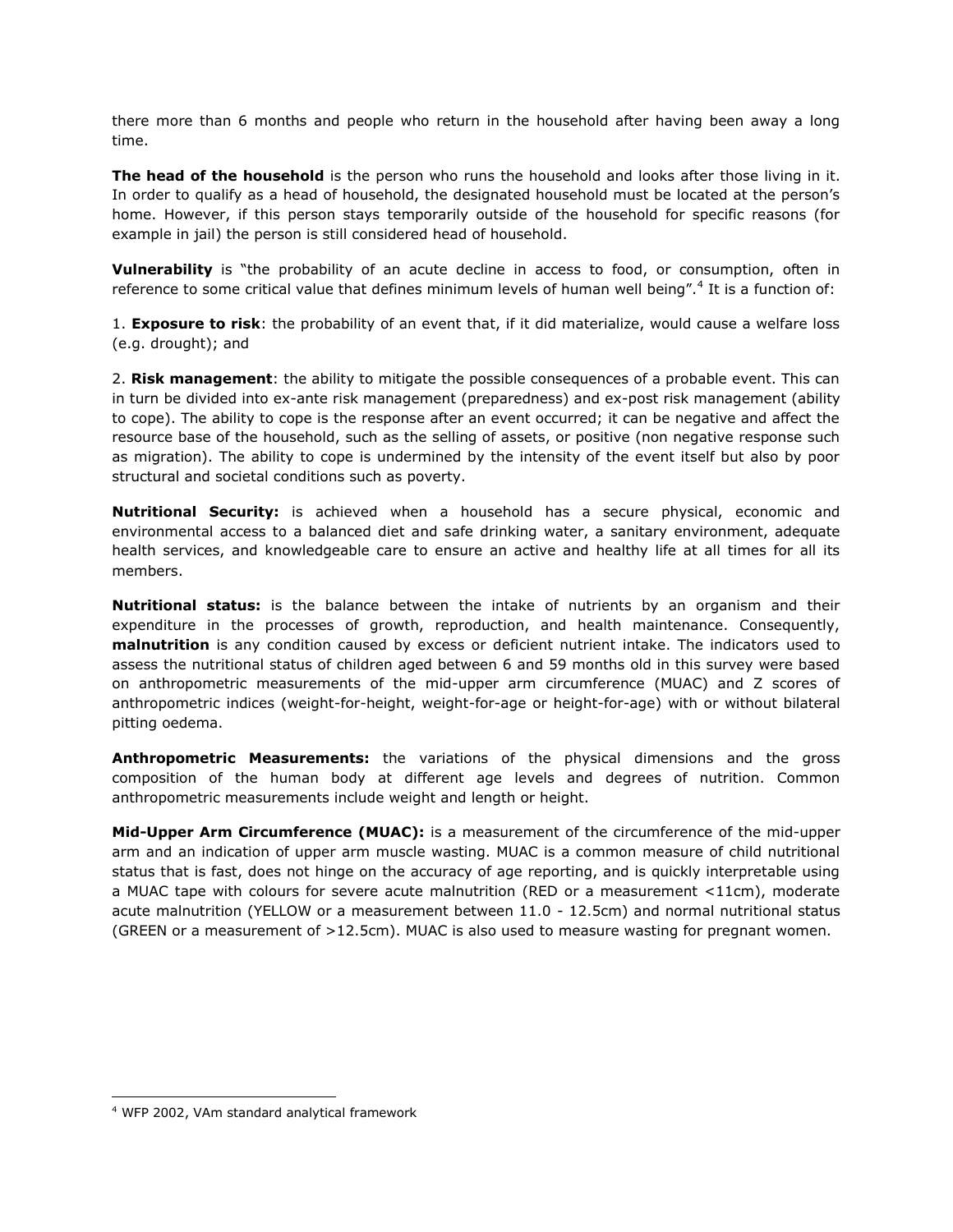there more than 6 months and people who return in the household after having been away a long time.

**The head of the household** is the person who runs the household and looks after those living in it. In order to qualify as a head of household, the designated household must be located at the person's home. However, if this person stays temporarily outside of the household for specific reasons (for example in jail) the person is still considered head of household.

**Vulnerability** is "the probability of an acute decline in access to food, or consumption, often in reference to some critical value that defines minimum levels of human well being".[4] It is a function of:

1. **Exposure to risk**: the probability of an event that, if it did materialize, would cause a welfare loss (e.g. drought); and

2. **Risk management**: the ability to mitigate the possible consequences of a probable event. This can in turn be divided into ex-ante risk management (preparedness) and ex-post risk management (ability to cope). The ability to cope is the response after an event occurred; it can be negative and affect the resource base of the household, such as the selling of assets, or positive (non negative response such as migration). The ability to cope is undermined by the intensity of the event itself but also by poor structural and societal conditions such as poverty.

**Nutritional Security:** is achieved when a household has a secure physical, economic and environmental access to a balanced diet and safe drinking water, a sanitary environment, adequate health services, and knowledgeable care to ensure an active and healthy life at all times for all its members.

**Nutritional status:** is the balance between the intake of nutrients by an organism and their expenditure in the processes of growth, reproduction, and health maintenance. Consequently, **malnutrition** is any condition caused by excess or deficient nutrient intake. The indicators used to assess the nutritional status of children aged between 6 and 59 months old in this survey were based on anthropometric measurements of the mid-upper arm circumference (MUAC) and Z scores of anthropometric indices (weight-for-height, weight-for-age or height-for-age) with or without bilateral pitting oedema.

**Anthropometric Measurements:** the variations of the physical dimensions and the gross composition of the human body at different age levels and degrees of nutrition. Common anthropometric measurements include weight and length or height.

**Mid-Upper Arm Circumference (MUAC):** is a measurement of the circumference of the mid-upper arm and an indication of upper arm muscle wasting. MUAC is a common measure of child nutritional status that is fast, does not hinge on the accuracy of age reporting, and is quickly interpretable using a MUAC tape with colours for severe acute malnutrition (RED or a measurement <11cm), moderate acute malnutrition (YELLOW or a measurement between 11.0 - 12.5cm) and normal nutritional status (GREEN or a measurement of >12.5cm). MUAC is also used to measure wasting for pregnant women.

[4] WFP 2002, VAm standard analytical framework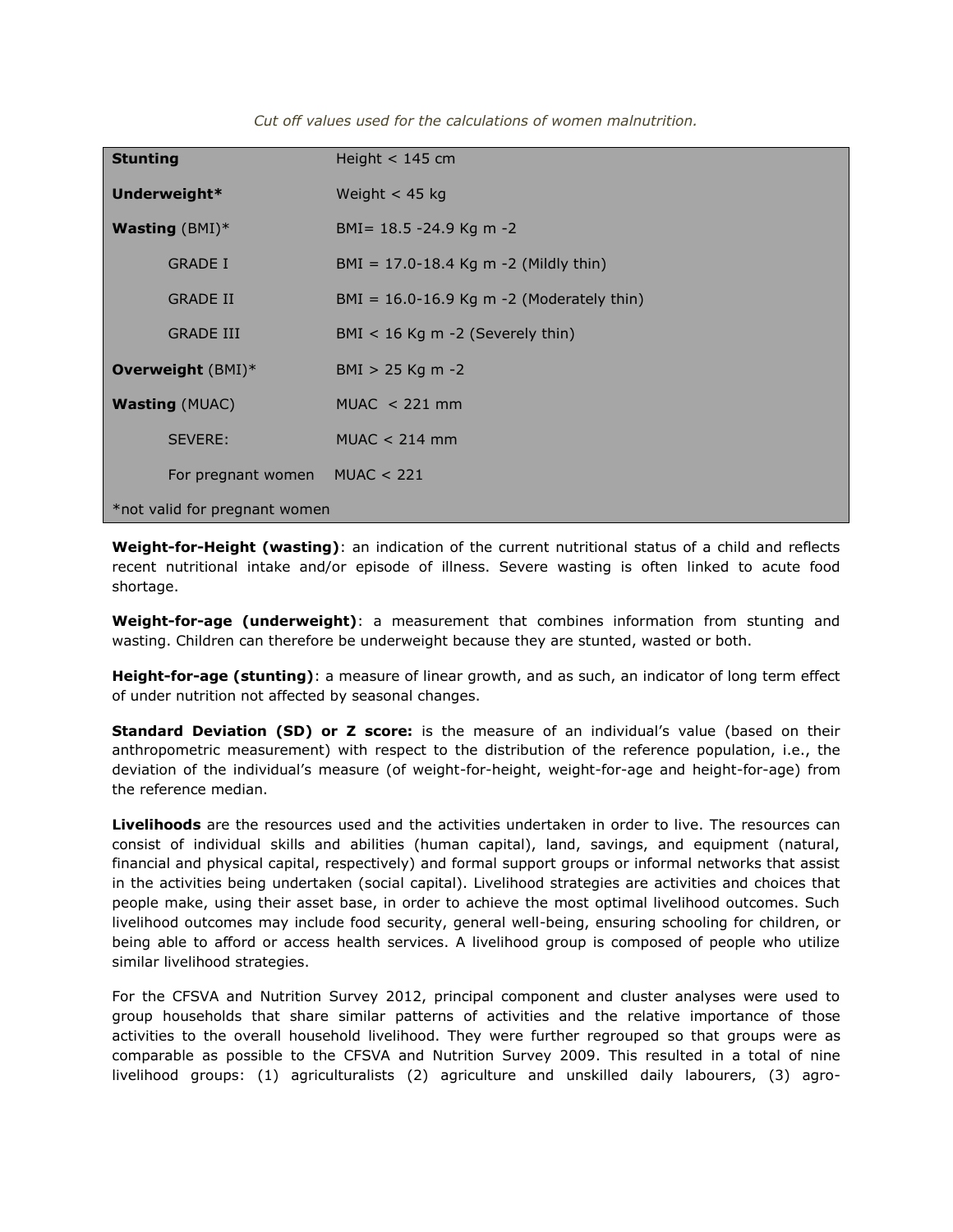*Cut off values used for the calculations of women malnutrition.*

| | |
|---|---|
| **Stunting** | Height < 145 cm |
| **Underweight*** | Weight < 45 kg |
| **Wasting** (BMI)* | BMI= 18.5 -24.9 Kg m -2 |
| GRADE I | BMI = 17.0-18.4 Kg m -2 (Mildly thin) |
| GRADE II | BMI = 16.0-16.9 Kg m -2 (Moderately thin) |
| GRADE III | BMI < 16 Kg m -2 (Severely thin) |
| **Overweight** (BMI)* | BMI > 25 Kg m -2 |
| **Wasting** (MUAC) | MUAC < 221 mm |
| SEVERE: | MUAC < 214 mm |
| For pregnant women | MUAC < 221 |
| *not valid for pregnant women | |

**Weight-for-Height (wasting)**: an indication of the current nutritional status of a child and reflects recent nutritional intake and/or episode of illness. Severe wasting is often linked to acute food shortage.

**Weight-for-age (underweight)**: a measurement that combines information from stunting and wasting. Children can therefore be underweight because they are stunted, wasted or both.

**Height-for-age (stunting)**: a measure of linear growth, and as such, an indicator of long term effect of under nutrition not affected by seasonal changes.

**Standard Deviation (SD) or Z score:** is the measure of an individual's value (based on their anthropometric measurement) with respect to the distribution of the reference population, i.e., the deviation of the individual's measure (of weight-for-height, weight-for-age and height-for-age) from the reference median.

**Livelihoods** are the resources used and the activities undertaken in order to live. The resources can consist of individual skills and abilities (human capital), land, savings, and equipment (natural, financial and physical capital, respectively) and formal support groups or informal networks that assist in the activities being undertaken (social capital). Livelihood strategies are activities and choices that people make, using their asset base, in order to achieve the most optimal livelihood outcomes. Such livelihood outcomes may include food security, general well-being, ensuring schooling for children, or being able to afford or access health services. A livelihood group is composed of people who utilize similar livelihood strategies.

For the CFSVA and Nutrition Survey 2012, principal component and cluster analyses were used to group households that share similar patterns of activities and the relative importance of those activities to the overall household livelihood. They were further regrouped so that groups were as comparable as possible to the CFSVA and Nutrition Survey 2009. This resulted in a total of nine livelihood groups: (1) agriculturalists (2) agriculture and unskilled daily labourers, (3) agro-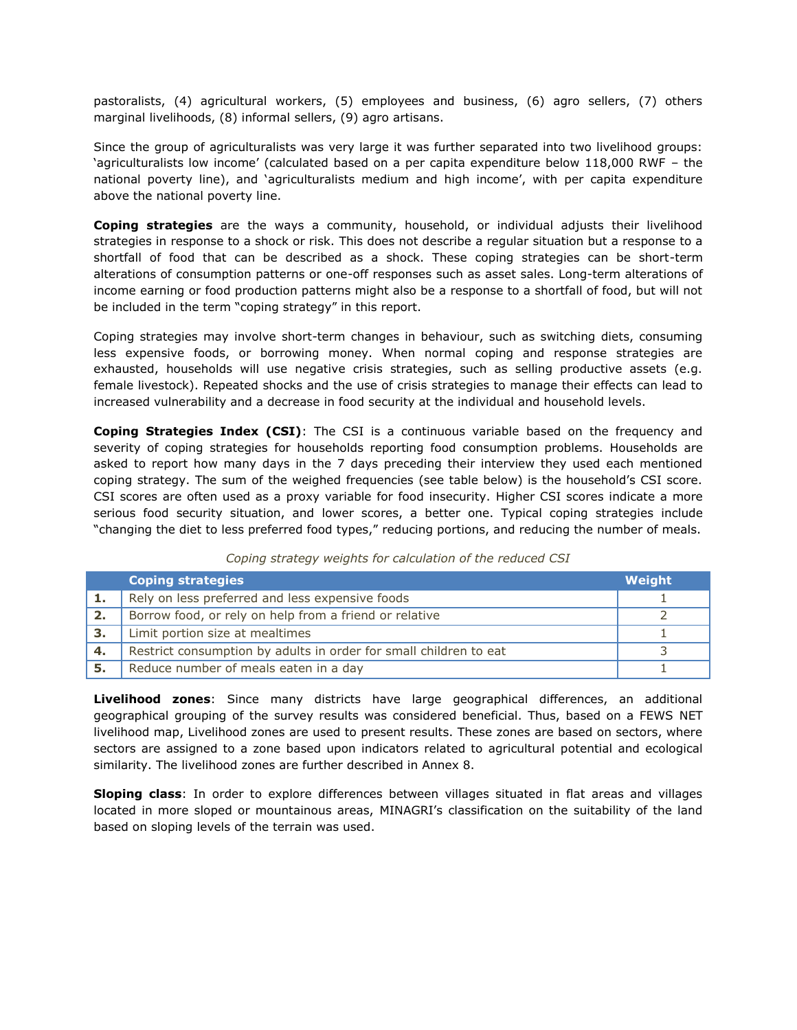pastoralists, (4) agricultural workers, (5) employees and business, (6) agro sellers, (7) others marginal livelihoods, (8) informal sellers, (9) agro artisans.

Since the group of agriculturalists was very large it was further separated into two livelihood groups: 'agriculturalists low income' (calculated based on a per capita expenditure below 118,000 RWF – the national poverty line), and 'agriculturalists medium and high income', with per capita expenditure above the national poverty line.

**Coping strategies** are the ways a community, household, or individual adjusts their livelihood strategies in response to a shock or risk. This does not describe a regular situation but a response to a shortfall of food that can be described as a shock. These coping strategies can be short-term alterations of consumption patterns or one-off responses such as asset sales. Long-term alterations of income earning or food production patterns might also be a response to a shortfall of food, but will not be included in the term "coping strategy" in this report.

Coping strategies may involve short-term changes in behaviour, such as switching diets, consuming less expensive foods, or borrowing money. When normal coping and response strategies are exhausted, households will use negative crisis strategies, such as selling productive assets (e.g. female livestock). Repeated shocks and the use of crisis strategies to manage their effects can lead to increased vulnerability and a decrease in food security at the individual and household levels.

**Coping Strategies Index (CSI)**: The CSI is a continuous variable based on the frequency and severity of coping strategies for households reporting food consumption problems. Households are asked to report how many days in the 7 days preceding their interview they used each mentioned coping strategy. The sum of the weighed frequencies (see table below) is the household's CSI score. CSI scores are often used as a proxy variable for food insecurity. Higher CSI scores indicate a more serious food security situation, and lower scores, a better one. Typical coping strategies include "changing the diet to less preferred food types," reducing portions, and reducing the number of meals.

*Coping strategy weights for calculation of the reduced CSI*

| | Coping strategies | Weight |
|---|---|---|
| **1.** | Rely on less preferred and less expensive foods | 1 |
| **2.** | Borrow food, or rely on help from a friend or relative | 2 |
| **3.** | Limit portion size at mealtimes | 1 |
| **4.** | Restrict consumption by adults in order for small children to eat | 3 |
| **5.** | Reduce number of meals eaten in a day | 1 |

**Livelihood zones**: Since many districts have large geographical differences, an additional geographical grouping of the survey results was considered beneficial. Thus, based on a FEWS NET livelihood map, Livelihood zones are used to present results. These zones are based on sectors, where sectors are assigned to a zone based upon indicators related to agricultural potential and ecological similarity. The livelihood zones are further described in Annex 8.

**Sloping class**: In order to explore differences between villages situated in flat areas and villages located in more sloped or mountainous areas, MINAGRI's classification on the suitability of the land based on sloping levels of the terrain was used.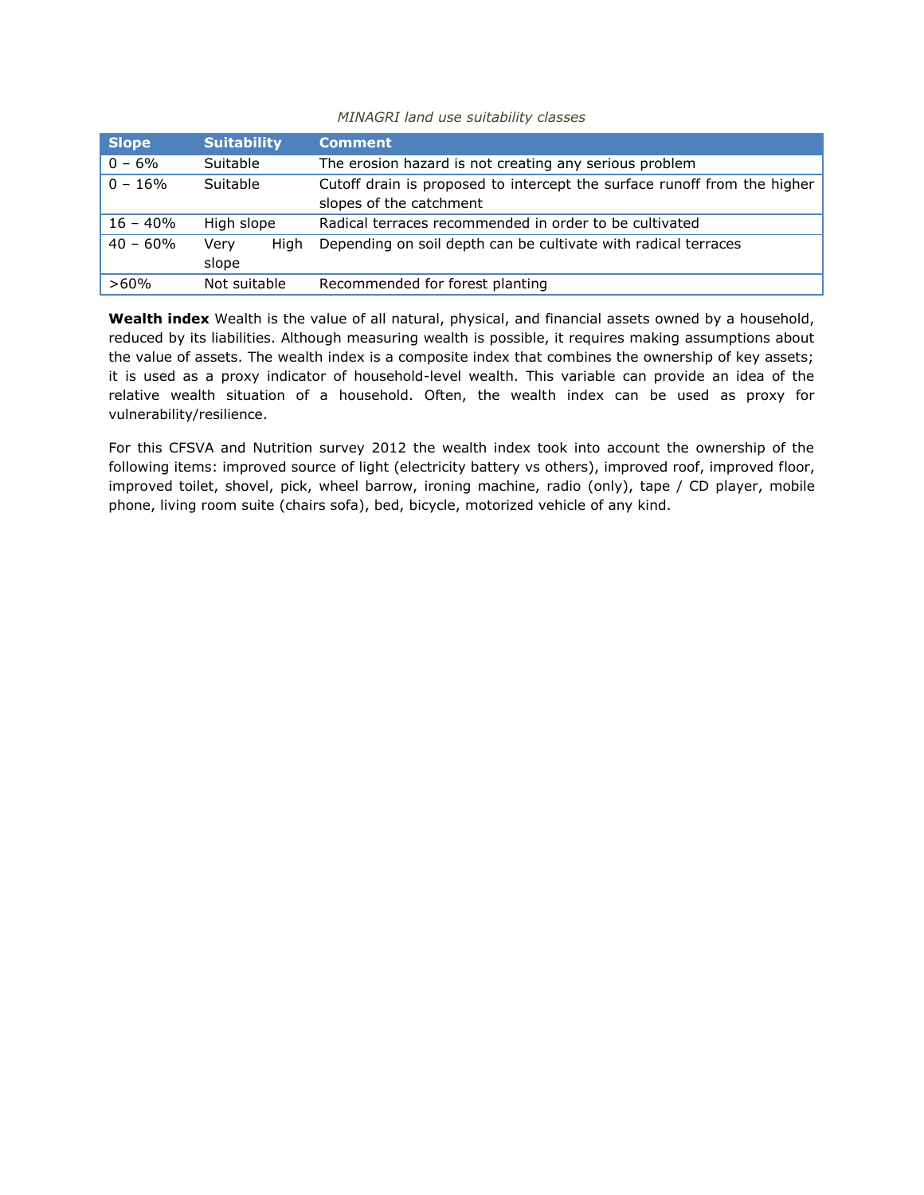*MINAGRI land use suitability classes*

| Slope | Suitability | Comment |
|---|---|---|
| 0 – 6% | Suitable | The erosion hazard is not creating any serious problem |
| 0 – 16% | Suitable | Cutoff drain is proposed to intercept the surface runoff from the higher slopes of the catchment |
| 16 – 40% | High slope | Radical terraces recommended in order to be cultivated |
| 40 – 60% | Very High slope | Depending on soil depth can be cultivate with radical terraces |
| >60% | Not suitable | Recommended for forest planting |

**Wealth index** Wealth is the value of all natural, physical, and financial assets owned by a household, reduced by its liabilities. Although measuring wealth is possible, it requires making assumptions about the value of assets. The wealth index is a composite index that combines the ownership of key assets; it is used as a proxy indicator of household-level wealth. This variable can provide an idea of the relative wealth situation of a household. Often, the wealth index can be used as proxy for vulnerability/resilience.

For this CFSVA and Nutrition survey 2012 the wealth index took into account the ownership of the following items: improved source of light (electricity battery vs others), improved roof, improved floor, improved toilet, shovel, pick, wheel barrow, ironing machine, radio (only), tape / CD player, mobile phone, living room suite (chairs sofa), bed, bicycle, motorized vehicle of any kind.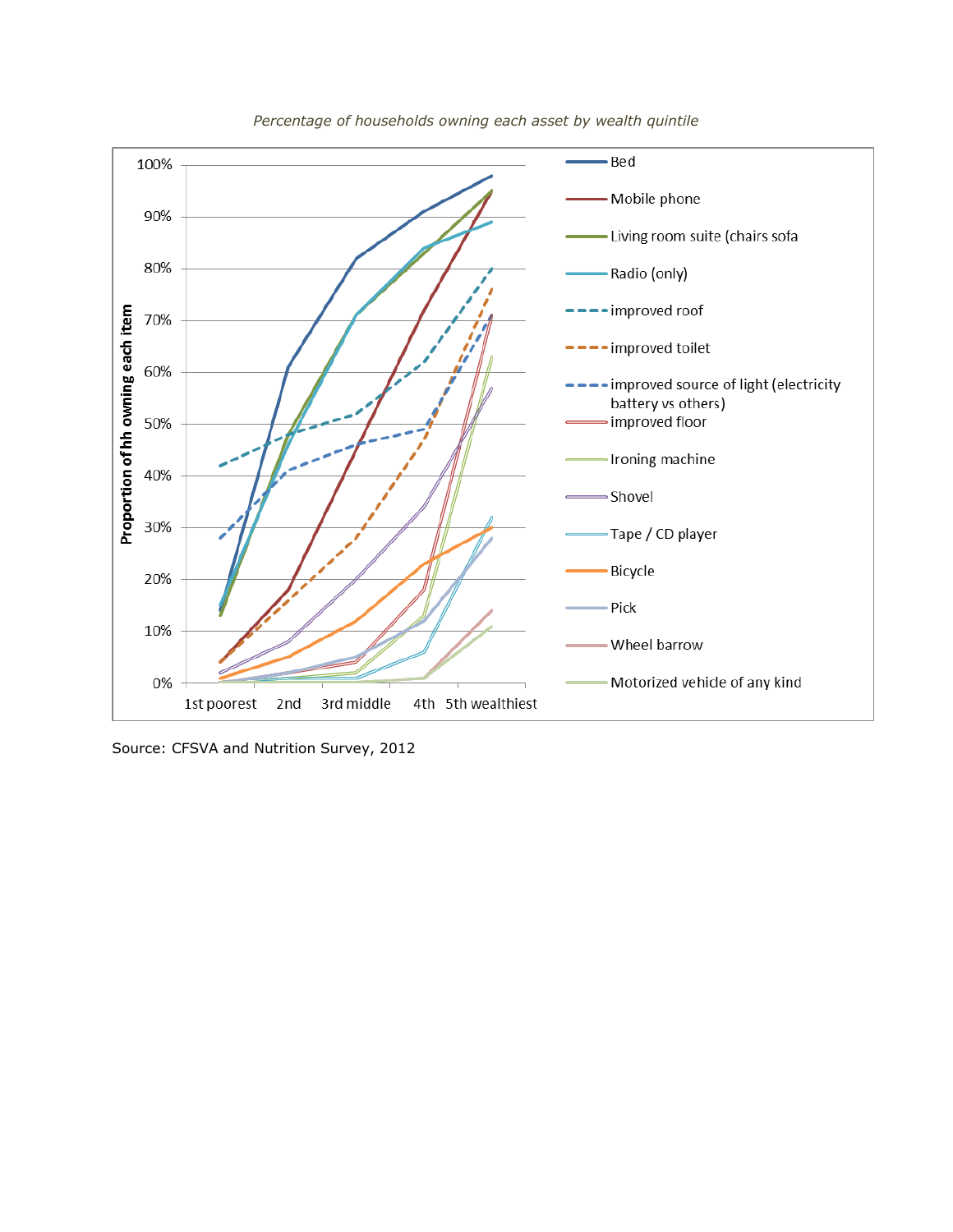*Percentage of households owning each asset by wealth quintile*

100%
90%
80%
70%
60%
50%
40%
30%
20%
10%
0%

Proportion of hh owning each item

1st poorest
2nd
3rd middle
4th
5th wealthiest

Bed
Mobile phone
Living room suite (chairs sofa
Radio (only)
improved roof
improved toilet
improved source of light (electricity battery vs others)
improved floor
Ironing machine
Shovel
Tape / CD player
Bicycle
Pick
Wheel barrow
Motorized vehicle of any kind

Source: CFSVA and Nutrition Survey, 2012